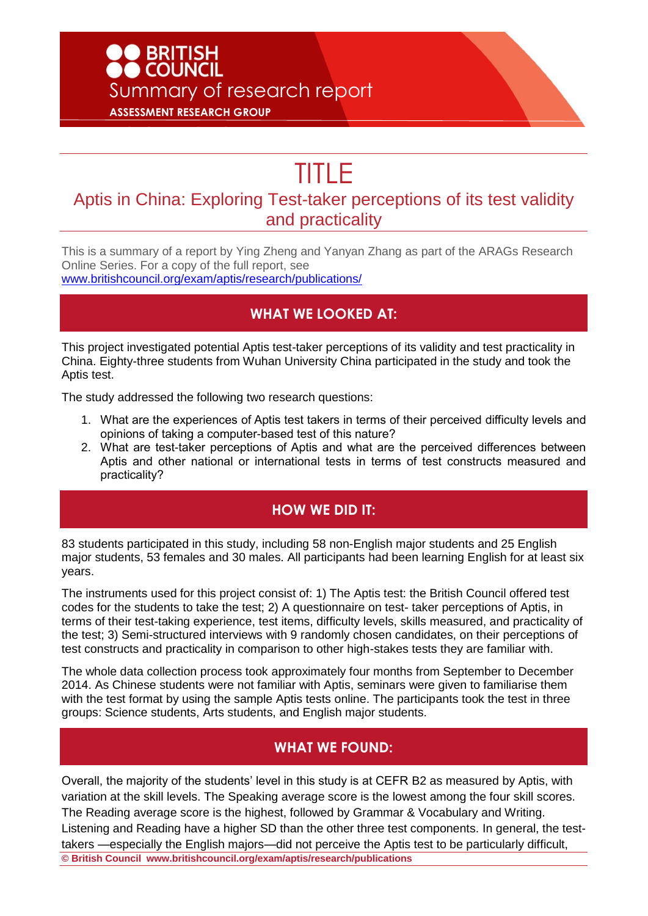BRITISH COUNCIL

Summary of research report

ASSESSMENT RESEARCH GROUP

# TITLE

## Aptis in China: Exploring Test-taker perceptions of its test validity and practicality

This is a summary of a report by Ying Zheng and Yanyan Zhang as part of the ARAGs Research Online Series. For a copy of the full report, see www.britishcouncil.org/exam/aptis/research/publications/

## WHAT WE LOOKED AT:

This project investigated potential Aptis test-taker perceptions of its validity and test practicality in China. Eighty-three students from Wuhan University China participated in the study and took the Aptis test.

The study addressed the following two research questions:

1. What are the experiences of Aptis test takers in terms of their perceived difficulty levels and opinions of taking a computer-based test of this nature?
2. What are test-taker perceptions of Aptis and what are the perceived differences between Aptis and other national or international tests in terms of test constructs measured and practicality?

## HOW WE DID IT:

83 students participated in this study, including 58 non-English major students and 25 English major students, 53 females and 30 males. All participants had been learning English for at least six years.

The instruments used for this project consist of: 1) The Aptis test: the British Council offered test codes for the students to take the test; 2) A questionnaire on test- taker perceptions of Aptis, in terms of their test-taking experience, test items, difficulty levels, skills measured, and practicality of the test; 3) Semi-structured interviews with 9 randomly chosen candidates, on their perceptions of test constructs and practicality in comparison to other high-stakes tests they are familiar with.

The whole data collection process took approximately four months from September to December 2014. As Chinese students were not familiar with Aptis, seminars were given to familiarise them with the test format by using the sample Aptis tests online. The participants took the test in three groups: Science students, Arts students, and English major students.

## WHAT WE FOUND:

Overall, the majority of the students' level in this study is at CEFR B2 as measured by Aptis, with variation at the skill levels. The Speaking average score is the lowest among the four skill scores. The Reading average score is the highest, followed by Grammar & Vocabulary and Writing. Listening and Reading have a higher SD than the other three test components. In general, the test-takers —especially the English majors—did not perceive the Aptis test to be particularly difficult,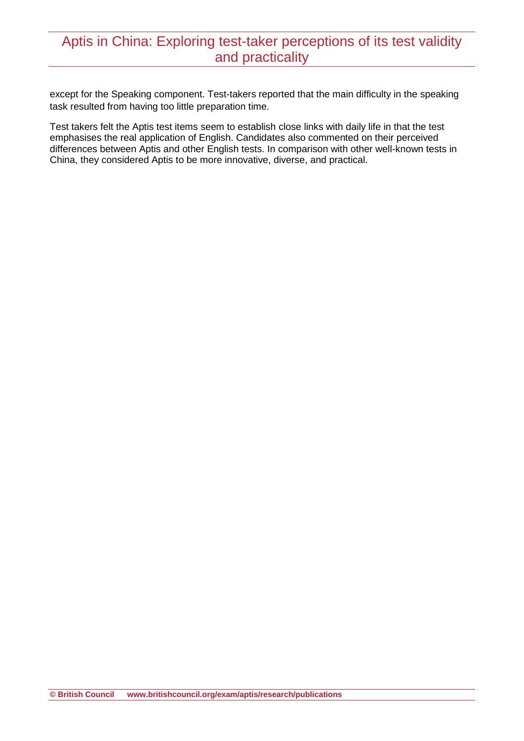except for the Speaking component. Test-takers reported that the main difficulty in the speaking task resulted from having too little preparation time.

Test takers felt the Aptis test items seem to establish close links with daily life in that the test emphasises the real application of English. Candidates also commented on their perceived differences between Aptis and other English tests. In comparison with other well-known tests in China, they considered Aptis to be more innovative, diverse, and practical.